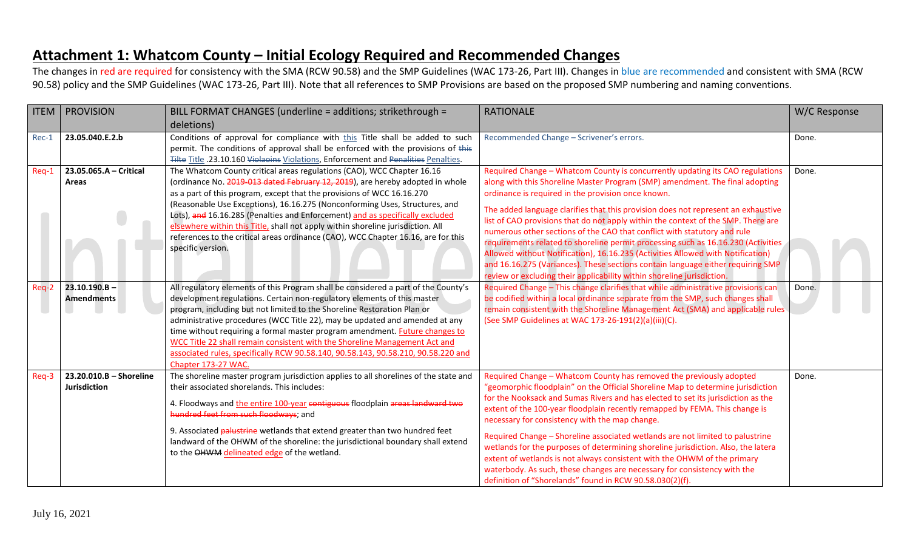# Attachment 1: Whatcom County – Initial Ecology Required and Recommended Changes

The changes in red are required for consistency with the SMA (RCW 90.58) and the SMP Guidelines (WAC 173-26, Part III). Changes in blue are recommended and consistent with SMA (RCW 90.58) policy and the SMP Guidelines (WAC 173-26, Part III). Note that all references to SMP Provisions are based on the proposed SMP numbering and naming conventions.

| ITEM | PROVISION | BILL FORMAT CHANGES (underline = additions; strikethrough = deletions) | RATIONALE | W/C Response |
|---|---|---|---|---|
| Rec-1 | **23.05.040.E.2.b** | Conditions of approval for compliance with <u>this</u> Title shall be added to such permit. The conditions of approval shall be enforced with the provisions of ~~this~~ ~~Tilte~~ <u>Title</u> .23.10.160 ~~Violaoins~~ <u>Violations</u>, Enforcement and ~~Penalities~~ <u>Penalties</u>. | Recommended Change – Scrivener's errors. | Done. |
| Req-1 | **23.05.065.A – Critical Areas** | The Whatcom County critical areas regulations (CAO), WCC Chapter 16.16 (ordinance No. ~~2019-013 dated February 12, 2019~~), are hereby adopted in whole as a part of this program, except that the provisions of WCC 16.16.270 (Reasonable Use Exceptions), 16.16.275 (Nonconforming Uses, Structures, and Lots), ~~and~~ 16.16.285 (Penalties and Enforcement) <u>and as specifically excluded elsewhere within this Title,</u> shall not apply within shoreline jurisdiction. All references to the critical areas ordinance (CAO), WCC Chapter 16.16, are for this specific version. | Required Change – Whatcom County is concurrently updating its CAO regulations along with this Shoreline Master Program (SMP) amendment. The final adopting ordinance is required in the provision once known.<br><br>The added language clarifies that this provision does not represent an exhaustive list of CAO provisions that do not apply within the context of the SMP. There are numerous other sections of the CAO that conflict with statutory and rule requirements related to shoreline permit processing such as 16.16.230 (Activities Allowed without Notification), 16.16.235 (Activities Allowed with Notification) and 16.16.275 (Variances). These sections contain language either requiring SMP review or excluding their applicability within shoreline jurisdiction. | Done. |
| Req-2 | **23.10.190.B – Amendments** | All regulatory elements of this Program shall be considered a part of the County's development regulations. Certain non-regulatory elements of this master program, including but not limited to the Shoreline Restoration Plan or administrative procedures (WCC Title 22), may be updated and amended at any time without requiring a formal master program amendment. <u>Future changes to WCC Title 22 shall remain consistent with the Shoreline Management Act and associated rules, specifically RCW 90.58.140, 90.58.143, 90.58.210, 90.58.220 and Chapter 173-27 WAC.</u> | Required Change – This change clarifies that while administrative provisions can be codified within a local ordinance separate from the SMP, such changes shall remain consistent with the Shoreline Management Act (SMA) and applicable rules (See SMP Guidelines at WAC 173-26-191(2)(a)(iii)(C). | Done. |
| Req-3 | **23.20.010.B – Shoreline Jurisdiction** | The shoreline master program jurisdiction applies to all shorelines of the state and their associated shorelands. This includes:<br><br>4. Floodways and <u>the entire 100-year</u> ~~contiguous~~ floodplain ~~areas landward two hundred feet from such floodways~~; and<br><br>9. Associated ~~palustrine~~ wetlands that extend greater than two hundred feet landward of the OHWM of the shoreline: the jurisdictional boundary shall extend to the ~~OHWM~~ <u>delineated edge</u> of the wetland. | Required Change – Whatcom County has removed the previously adopted "geomorphic floodplain" on the Official Shoreline Map to determine jurisdiction for the Nooksack and Sumas Rivers and has elected to set its jurisdiction as the extent of the 100-year floodplain recently remapped by FEMA. This change is necessary for consistency with the map change.<br><br>Required Change – Shoreline associated wetlands are not limited to palustrine wetlands for the purposes of determining shoreline jurisdiction. Also, the latera extent of wetlands is not always consistent with the OHWM of the primary waterbody. As such, these changes are necessary for consistency with the definition of "Shorelands" found in RCW 90.58.030(2)(f). | Done. |

July 16, 2021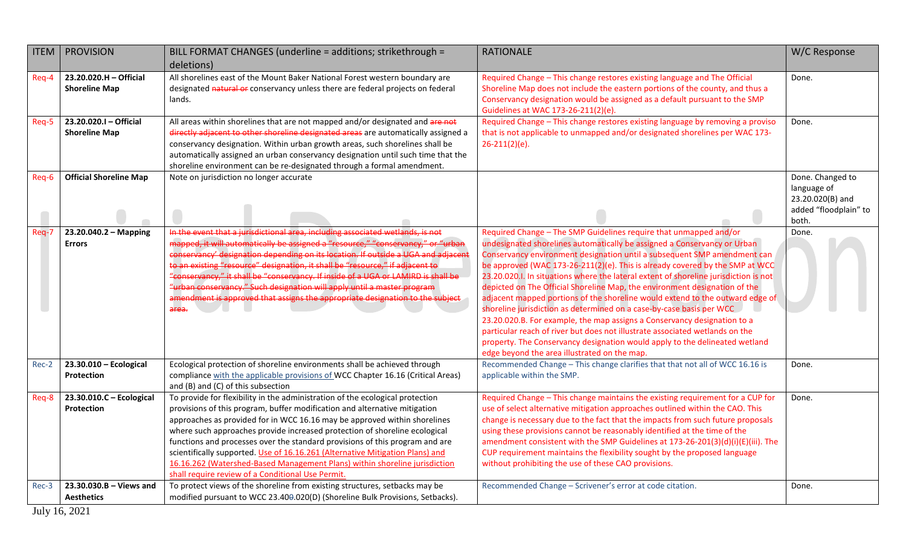| ITEM | PROVISION | BILL FORMAT CHANGES (underline = additions; strikethrough = deletions) | RATIONALE | W/C Response |
|---|---|---|---|---|
| Req-4 | **23.20.020.H – Official Shoreline Map** | All shorelines east of the Mount Baker National Forest western boundary are designated ~~natural or~~ conservancy unless there are federal projects on federal lands. | Required Change – This change restores existing language and The Official Shoreline Map does not include the eastern portions of the county, and thus a Conservancy designation would be assigned as a default pursuant to the SMP Guidelines at WAC 173-26-211(2)(e). | Done. |
| Req-5 | **23.20.020.I – Official Shoreline Map** | All areas within shorelines that are not mapped and/or designated and ~~are not directly adjacent to other shoreline designated areas~~ are automatically assigned a conservancy designation. Within urban growth areas, such shorelines shall be automatically assigned an urban conservancy designation until such time that the shoreline environment can be re-designated through a formal amendment. | Required Change – This change restores existing language by removing a proviso that is not applicable to unmapped and/or designated shorelines per WAC 173-26-211(2)(e). | Done. |
| Req-6 | **Official Shoreline Map** | Note on jurisdiction no longer accurate | | Done. Changed to language of 23.20.020(B) and added "floodplain" to both. |
| Req-7 | **23.20.040.2 – Mapping Errors** | ~~In the event that a jurisdictional area, including associated wetlands, is not mapped, it will automatically be assigned a "resource," "conservancy," or "urban conservancy' designation depending on its location. If outside a UGA and adjacent to an existing "resource" designation, it shall be "resource," if adjacent to "conservancy," it shall be "conservancy. If inside of a UGA or LAMIRD is shall be "urban conservancy." Such designation will apply until a master program amendment is approved that assigns the appropriate designation to the subject area.~~ | Required Change – The SMP Guidelines require that unmapped and/or undesignated shorelines automatically be assigned a Conservancy or Urban Conservancy environment designation until a subsequent SMP amendment can be approved (WAC 173-26-211(2)(e). This is already covered by the SMP at WCC 23.20.020.I. In situations where the lateral extent of shoreline jurisdiction is not depicted on The Official Shoreline Map, the environment designation of the adjacent mapped portions of the shoreline would extend to the outward edge of shoreline jurisdiction as determined on a case-by-case basis per WCC 23.20.020.B. For example, the map assigns a Conservancy designation to a particular reach of river but does not illustrate associated wetlands on the property. The Conservancy designation would apply to the delineated wetland edge beyond the area illustrated on the map. | Done. |
| Rec-2 | **23.30.010 – Ecological Protection** | Ecological protection of shoreline environments shall be achieved through compliance <u>with the applicable provisions of</u> WCC Chapter 16.16 (Critical Areas) and (B) and (C) of this subsection | Recommended Change – This change clarifies that that not all of WCC 16.16 is applicable within the SMP. | Done. |
| Req-8 | **23.30.010.C – Ecological Protection** | To provide for flexibility in the administration of the ecological protection provisions of this program, buffer modification and alternative mitigation approaches as provided for in WCC 16.16 may be approved within shorelines where such approaches provide increased protection of shoreline ecological functions and processes over the standard provisions of this program and are scientifically supported. <u>Use of 16.16.261 (Alternative Mitigation Plans) and 16.16.262 (Watershed-Based Management Plans) within shoreline jurisdiction shall require review of a Conditional Use Permit.</u> | Required Change – This change maintains the existing requirement for a CUP for use of select alternative mitigation approaches outlined within the CAO. This change is necessary due to the fact that the impacts from such future proposals using these provisions cannot be reasonably identified at the time of the amendment consistent with the SMP Guidelines at 173-26-201(3)(d)(i)(E)(iii). The CUP requirement maintains the flexibility sought by the proposed language without prohibiting the use of these CAO provisions. | Done. |
| Rec-3 | **23.30.030.B – Views and Aesthetics** | To protect views of the shoreline from existing structures, setbacks may be modified pursuant to WCC 23.40~~0~~.020(D) (Shoreline Bulk Provisions, Setbacks). | Recommended Change – Scrivener's error at code citation. | Done. |

July 16, 2021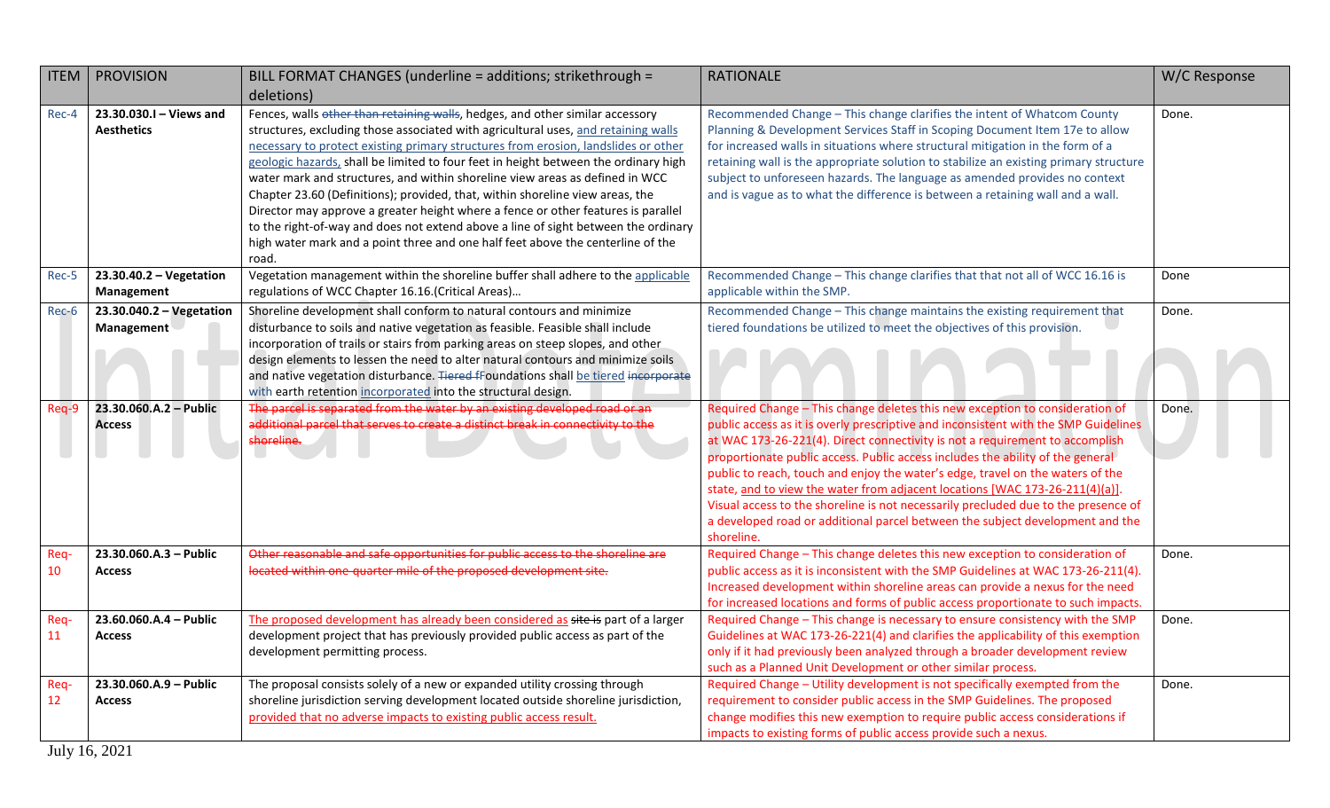| ITEM | PROVISION | BILL FORMAT CHANGES (underline = additions; strikethrough = deletions) | RATIONALE | W/C Response |
|---|---|---|---|---|
| Rec-4 | **23.30.030.I – Views and Aesthetics** | Fences, walls ~~other than retaining walls~~, hedges, and other similar accessory structures, excluding those associated with agricultural uses, <u>and retaining walls necessary to protect existing primary structures from erosion, landslides or other geologic hazards,</u> shall be limited to four feet in height between the ordinary high water mark and structures, and within shoreline view areas as defined in WCC Chapter 23.60 (Definitions); provided, that, within shoreline view areas, the Director may approve a greater height where a fence or other features is parallel to the right-of-way and does not extend above a line of sight between the ordinary high water mark and a point three and one half feet above the centerline of the road. | Recommended Change – This change clarifies the intent of Whatcom County Planning & Development Services Staff in Scoping Document Item 17e to allow for increased walls in situations where structural mitigation in the form of a retaining wall is the appropriate solution to stabilize an existing primary structure subject to unforeseen hazards. The language as amended provides no context and is vague as to what the difference is between a retaining wall and a wall. | Done. |
| Rec-5 | **23.30.40.2 – Vegetation Management** | Vegetation management within the shoreline buffer shall adhere to the <u>applicable</u> regulations of WCC Chapter 16.16.(Critical Areas)… | Recommended Change – This change clarifies that that not all of WCC 16.16 is applicable within the SMP. | Done |
| Rec-6 | **23.30.040.2 – Vegetation Management** | Shoreline development shall conform to natural contours and minimize disturbance to soils and native vegetation as feasible. Feasible shall include incorporation of trails or stairs from parking areas on steep slopes, and other design elements to lessen the need to alter natural contours and minimize soils and native vegetation disturbance. ~~Tiered f~~Foundations shall <u>be tiered</u> ~~incorporate~~ <u>with</u> earth retention <u>incorporated</u> into the structural design. | Recommended Change – This change maintains the existing requirement that tiered foundations be utilized to meet the objectives of this provision. | Done. |
| Req-9 | **23.30.060.A.2 – Public Access** | ~~The parcel is separated from the water by an existing developed road or an additional parcel that serves to create a distinct break in connectivity to the shoreline.~~ | Required Change – This change deletes this new exception to consideration of public access as it is overly prescriptive and inconsistent with the SMP Guidelines at WAC 173-26-221(4). Direct connectivity is not a requirement to accomplish proportionate public access. Public access includes the ability of the general public to reach, touch and enjoy the water's edge, travel on the waters of the state, <u>and to view the water from adjacent locations [WAC 173-26-211(4)(a)]</u>. Visual access to the shoreline is not necessarily precluded due to the presence of a developed road or additional parcel between the subject development and the shoreline. | Done. |
| Req-10 | **23.30.060.A.3 – Public Access** | ~~Other reasonable and safe opportunities for public access to the shoreline are located within one-quarter mile of the proposed development site.~~ | Required Change – This change deletes this new exception to consideration of public access as it is inconsistent with the SMP Guidelines at WAC 173-26-211(4). Increased development within shoreline areas can provide a nexus for the need for increased locations and forms of public access proportionate to such impacts. | Done. |
| Req-11 | **23.60.060.A.4 – Public Access** | <u>The proposed development has already been considered as</u> ~~site is~~ part of a larger development project that has previously provided public access as part of the development permitting process. | Required Change – This change is necessary to ensure consistency with the SMP Guidelines at WAC 173-26-221(4) and clarifies the applicability of this exemption only if it had previously been analyzed through a broader development review such as a Planned Unit Development or other similar process. | Done. |
| Req-12 | **23.30.060.A.9 – Public Access** | The proposal consists solely of a new or expanded utility crossing through shoreline jurisdiction serving development located outside shoreline jurisdiction, <u>provided that no adverse impacts to existing public access result.</u> | Required Change – Utility development is not specifically exempted from the requirement to consider public access in the SMP Guidelines. The proposed change modifies this new exemption to require public access considerations if impacts to existing forms of public access provide such a nexus. | Done. |

July 16, 2021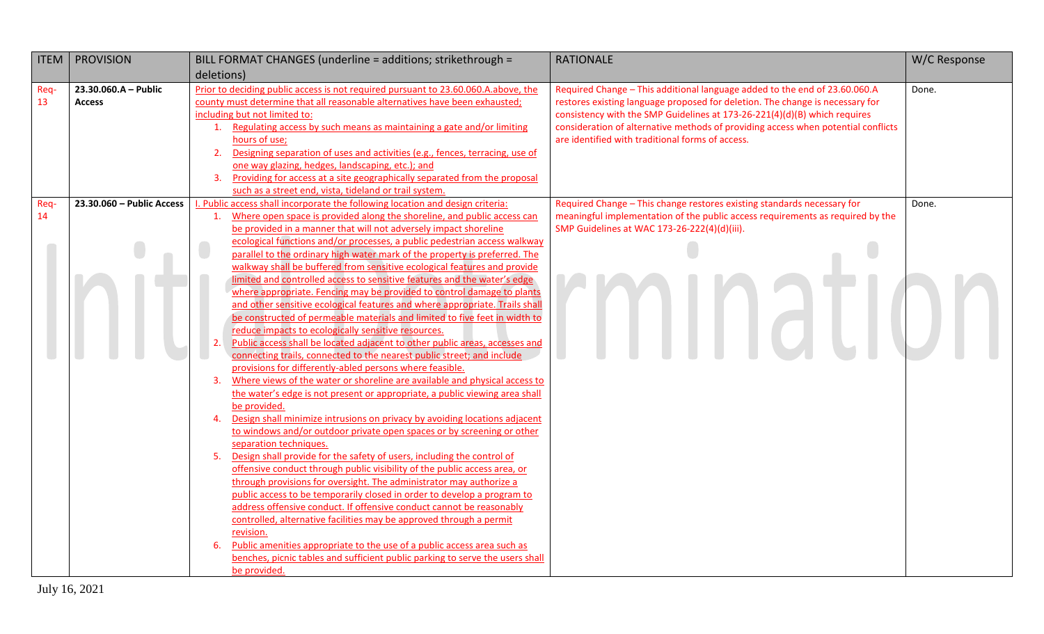| ITEM | PROVISION | BILL FORMAT CHANGES (underline = additions; strikethrough = deletions) | RATIONALE | W/C Response |
|---|---|---|---|---|
| Req-13 | **23.30.060.A – Public Access** | Prior to deciding public access is not required pursuant to 23.60.060.A.above, the county must determine that all reasonable alternatives have been exhausted; including but not limited to:<br>1. Regulating access by such means as maintaining a gate and/or limiting hours of use;<br>2. Designing separation of uses and activities (e.g., fences, terracing, use of one way glazing, hedges, landscaping, etc.); and<br>3. Providing for access at a site geographically separated from the proposal such as a street end, vista, tideland or trail system. | Required Change – This additional language added to the end of 23.60.060.A restores existing language proposed for deletion. The change is necessary for consistency with the SMP Guidelines at 173-26-221(4)(d)(B) which requires consideration of alternative methods of providing access when potential conflicts are identified with traditional forms of access. | Done. |
| Req-14 | **23.30.060 – Public Access** | I. Public access shall incorporate the following location and design criteria:<br>1. Where open space is provided along the shoreline, and public access can be provided in a manner that will not adversely impact shoreline ecological functions and/or processes, a public pedestrian access walkway parallel to the ordinary high water mark of the property is preferred. The walkway shall be buffered from sensitive ecological features and provide limited and controlled access to sensitive features and the water's edge where appropriate. Fencing may be provided to control damage to plants and other sensitive ecological features and where appropriate. Trails shall be constructed of permeable materials and limited to five feet in width to reduce impacts to ecologically sensitive resources.<br>2. Public access shall be located adjacent to other public areas, accesses and connecting trails, connected to the nearest public street; and include provisions for differently-abled persons where feasible.<br>3. Where views of the water or shoreline are available and physical access to the water's edge is not present or appropriate, a public viewing area shall be provided.<br>4. Design shall minimize intrusions on privacy by avoiding locations adjacent to windows and/or outdoor private open spaces or by screening or other separation techniques.<br>5. Design shall provide for the safety of users, including the control of offensive conduct through public visibility of the public access area, or through provisions for oversight. The administrator may authorize a public access to be temporarily closed in order to develop a program to address offensive conduct. If offensive conduct cannot be reasonably controlled, alternative facilities may be approved through a permit revision.<br>6. Public amenities appropriate to the use of a public access area such as benches, picnic tables and sufficient public parking to serve the users shall be provided. | Required Change – This change restores existing standards necessary for meaningful implementation of the public access requirements as required by the SMP Guidelines at WAC 173-26-222(4)(d)(iii). | Done. |

July 16, 2021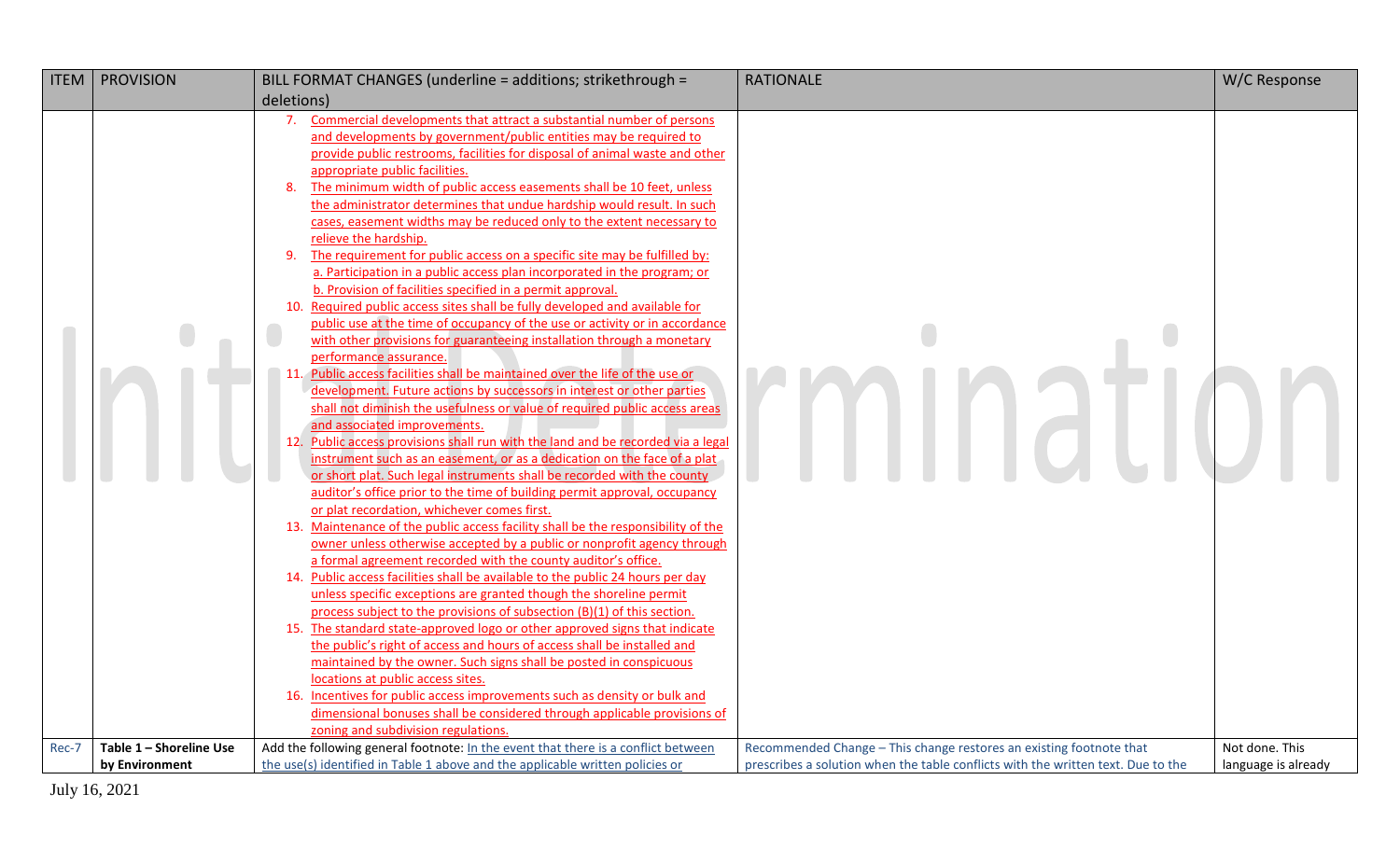| ITEM | PROVISION | BILL FORMAT CHANGES (underline = additions; strikethrough = deletions) | RATIONALE | W/C Response |
|---|---|---|---|---|
| | | 7. <u>Commercial developments that attract a substantial number of persons and developments by government/public entities may be required to provide public restrooms, facilities for disposal of animal waste and other appropriate public facilities.</u><br>8. <u>The minimum width of public access easements shall be 10 feet, unless the administrator determines that undue hardship would result. In such cases, easement widths may be reduced only to the extent necessary to relieve the hardship.</u><br>9. <u>The requirement for public access on a specific site may be fulfilled by:</u><br><u>a. Participation in a public access plan incorporated in the program; or</u><br><u>b. Provision of facilities specified in a permit approval.</u><br>10. <u>Required public access sites shall be fully developed and available for public use at the time of occupancy of the use or activity or in accordance with other provisions for guaranteeing installation through a monetary performance assurance.</u><br>11. <u>Public access facilities shall be maintained over the life of the use or development. Future actions by successors in interest or other parties shall not diminish the usefulness or value of required public access areas and associated improvements.</u><br>12. <u>Public access provisions shall run with the land and be recorded via a legal instrument such as an easement, or as a dedication on the face of a plat or short plat. Such legal instruments shall be recorded with the county auditor's office prior to the time of building permit approval, occupancy or plat recordation, whichever comes first.</u><br>13. <u>Maintenance of the public access facility shall be the responsibility of the owner unless otherwise accepted by a public or nonprofit agency through a formal agreement recorded with the county auditor's office.</u><br>14. <u>Public access facilities shall be available to the public 24 hours per day unless specific exceptions are granted though the shoreline permit process subject to the provisions of subsection (B)(1) of this section.</u><br>15. <u>The standard state-approved logo or other approved signs that indicate the public's right of access and hours of access shall be installed and maintained by the owner. Such signs shall be posted in conspicuous locations at public access sites.</u><br>16. <u>Incentives for public access improvements such as density or bulk and dimensional bonuses shall be considered through applicable provisions of zoning and subdivision regulations.</u> | | |
| Rec-7 | **Table 1 – Shoreline Use by Environment** | Add the following general footnote: <u>In the event that there is a conflict between the use(s) identified in Table 1 above and the applicable written policies or</u> | Recommended Change – This change restores an existing footnote that prescribes a solution when the table conflicts with the written text. Due to the | Not done. This language is already |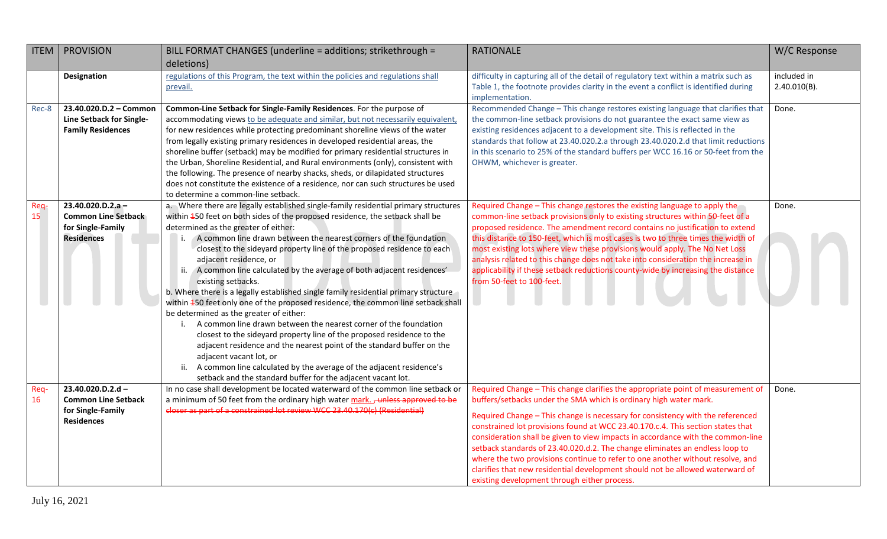| ITEM | PROVISION | BILL FORMAT CHANGES (underline = additions; strikethrough = deletions) | RATIONALE | W/C Response |
|---|---|---|---|---|
| | **Designation** | <u>regulations of this Program, the text within the policies and regulations shall prevail.</u> | difficulty in capturing all of the detail of regulatory text within a matrix such as Table 1, the footnote provides clarity in the event a conflict is identified during implementation. | included in 2.40.010(B). |
| Rec-8 | **23.40.020.D.2 – Common Line Setback for Single-Family Residences** | **Common-Line Setback for Single-Family Residences**. For the purpose of accommodating views <u>to be adequate and similar, but not necessarily equivalent,</u> for new residences while protecting predominant shoreline views of the water from legally existing primary residences in developed residential areas, the shoreline buffer (setback) may be modified for primary residential structures in the Urban, Shoreline Residential, and Rural environments (only), consistent with the following. The presence of nearby shacks, sheds, or dilapidated structures does not constitute the existence of a residence, nor can such structures be used to determine a common-line setback. | Recommended Change – This change restores existing language that clarifies that the common-line setback provisions do not guarantee the exact same view as existing residences adjacent to a development site. This is reflected in the standards that follow at 23.40.020.2.a through 23.40.020.2.d that limit reductions in this scenario to 25% of the standard buffers per WCC 16.16 or 50-feet from the OHWM, whichever is greater. | Done. |
| Req-15 | **23.40.020.D.2.a – Common Line Setback for Single-Family Residences** | a. Where there are legally established single-family residential primary structures within ~~1~~50 feet on both sides of the proposed residence, the setback shall be determined as the greater of either:<br>i. A common line drawn between the nearest corners of the foundation closest to the sideyard property line of the proposed residence to each adjacent residence, or<br>ii. A common line calculated by the average of both adjacent residences' existing setbacks.<br>b. Where there is a legally established single family residential primary structure within ~~1~~50 feet only one of the proposed residence, the common line setback shall be determined as the greater of either:<br>i. A common line drawn between the nearest corner of the foundation closest to the sideyard property line of the proposed residence to the adjacent residence and the nearest point of the standard buffer on the adjacent vacant lot, or<br>ii. A common line calculated by the average of the adjacent residence's setback and the standard buffer for the adjacent vacant lot. | Required Change – This change restores the existing language to apply the common-line setback provisions only to existing structures within 50-feet of a proposed residence. The amendment record contains no justification to extend this distance to 150-feet, which is most cases is two to three times the width of most existing lots where view these provisions would apply. The No Net Loss analysis related to this change does not take into consideration the increase in applicability if these setback reductions county-wide by increasing the distance from 50-feet to 100-feet. | Done. |
| Req-16 | **23.40.020.D.2.d – Common Line Setback for Single-Family Residences** | In no case shall development be located waterward of the common line setback or a minimum of 50 feet from the ordinary high water <u>mark.</u> ~~, unless approved to be closer as part of a constrained lot review WCC 23.40.170(c) (Residential)~~ | Required Change – This change clarifies the appropriate point of measurement of buffers/setbacks under the SMA which is ordinary high water mark.<br><br>Required Change – This change is necessary for consistency with the referenced constrained lot provisions found at WCC 23.40.170.c.4. This section states that consideration shall be given to view impacts in accordance with the common-line setback standards of 23.40.020.d.2. The change eliminates an endless loop to where the two provisions continue to refer to one another without resolve, and clarifies that new residential development should not be allowed waterward of existing development through either process. | Done. |

July 16, 2021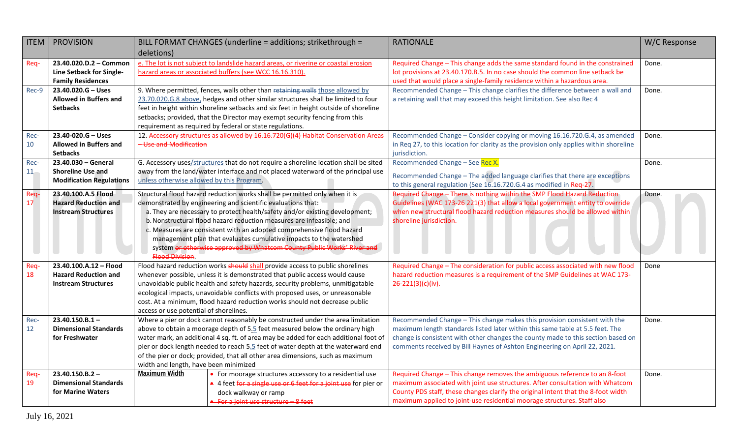| ITEM | PROVISION | BILL FORMAT CHANGES (underline = additions; strikethrough = deletions) | RATIONALE | W/C Response |
|---|---|---|---|---|
| Req- | **23.40.020.D.2 – Common Line Setback for Single-Family Residences** | <u>e. The lot is not subject to landslide hazard areas, or riverine or coastal erosion hazard areas or associated buffers (see WCC 16.16.310).</u> | Required Change – This change adds the same standard found in the constrained lot provisions at 23.40.170.B.5. In no case should the common line setback be used that would place a single-family residence within a hazardous area. | Done. |
| Rec-9 | **23.40.020.G – Uses Allowed in Buffers and Setbacks** | 9. Where permitted, fences, walls other than ~~retaining walls~~ <u>those allowed by 23.70.020.G.8 above,</u> hedges and other similar structures shall be limited to four feet in height within shoreline setbacks and six feet in height outside of shoreline setbacks; provided, that the Director may exempt security fencing from this requirement as required by federal or state regulations. | Recommended Change – This change clarifies the difference between a wall and a retaining wall that may exceed this height limitation. See also Rec 4 | Done. |
| Rec-10 | **23.40-020.G – Uses Allowed in Buffers and Setbacks** | 12. ~~Accessory structures as allowed by 16.16.720(G)(4) Habitat Conservation Areas – Use and Modification~~ | Recommended Change – Consider copying or moving 16.16.720.G.4, as amended in Req 27, to this location for clarity as the provision only applies within shoreline jurisdiction. | Done. |
| Rec-11 | **23.40.030 – General Shoreline Use and Modification Regulations** | G. Accessory uses<u>/structures</u> that do not require a shoreline location shall be sited away from the land/water interface and not placed waterward of the principal use <u>unless otherwise allowed by this Program</u>. | Recommended Change – See Rec X.<br><br>Recommended Change – The added language clarifies that there are exceptions to this general regulation (See 16.16.720.G.4 as modified in Req-27. | Done. |
| Req-17 | **23.40.100.A.5 Flood Hazard Reduction and Instream Structures** | Structural flood hazard reduction works shall be permitted only when it is demonstrated by engineering and scientific evaluations that:<br>a. They are necessary to protect health/safety and/or existing development;<br>b. Nonstructural flood hazard reduction measures are infeasible; and<br>c. Measures are consistent with an adopted comprehensive flood hazard management plan that evaluates cumulative impacts to the watershed system ~~or otherwise approved by Whatcom County Public Works' River and Flood Division~~. | Required Change – There is nothing within the SMP Flood Hazard Reduction Guidelines (WAC 173-26 221(3) that allow a local government entity to override when new structural flood hazard reduction measures should be allowed within shoreline jurisdiction. | Done. |
| Req-18 | **23.40.100.A.12 – Flood Hazard Reduction and Instream Structures** | Flood hazard reduction works ~~should~~ <u>shall</u> provide access to public shorelines whenever possible, unless it is demonstrated that public access would cause unavoidable public health and safety hazards, security problems, unmitigatable ecological impacts, unavoidable conflicts with proposed uses, or unreasonable cost. At a minimum, flood hazard reduction works should not decrease public access or use potential of shorelines. | Required Change – The consideration for public access associated with new flood hazard reduction measures is a requirement of the SMP Guidelines at WAC 173-26-221(3)(c)(iv). | Done |
| Rec-12 | **23.40.150.B.1 – Dimensional Standards for Freshwater** | Where a pier or dock cannot reasonably be constructed under the area limitation above to obtain a moorage depth of 5<u>.5</u> feet measured below the ordinary high water mark, an additional 4 sq. ft. of area may be added for each additional foot of pier or dock length needed to reach 5<u>.5</u> feet of water depth at the waterward end of the pier or dock; provided, that all other area dimensions, such as maximum width and length, have been minimized | Recommended Change – This change makes this provision consistent with the maximum length standards listed later within this same table at 5.5 feet. The change is consistent with other changes the county made to this section based on comments received by Bill Haynes of Ashton Engineering on April 22, 2021. | Done. |
| Req-19 | **23.40.150.B.2 – Dimensional Standards for Marine Waters** | **<u>Maximum Width</u>**: • For moorage structures accessory to a residential use • 4 feet ~~for a single use or 6 feet for a joint use~~ for pier or dock walkway or ramp • ~~For a joint use structure – 8 feet~~ | Required Change – This change removes the ambiguous reference to an 8-foot maximum associated with joint use structures. After consultation with Whatcom County PDS staff, these changes clarify the original intent that the 8-foot width maximum applied to joint-use residential moorage structures. Staff also | Done. |

July 16, 2021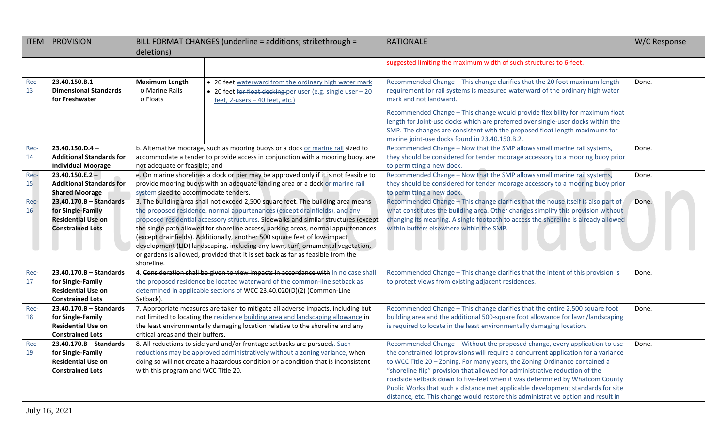| ITEM | PROVISION | BILL FORMAT CHANGES (underline = additions; strikethrough = deletions) | | RATIONALE | W/C Response |
|---|---|---|---|---|---|
| | | | | suggested limiting the maximum width of such structures to 6-feet. | |
| Rec-13 | **23.40.150.B.1 – Dimensional Standards for Freshwater** | **Maximum Length**<br>o Marine Rails<br>o Floats | • 20 feet <u>waterward from the ordinary high water mark</u><br>• 20 feet ~~for float decking~~ per user <u>(e.g. single user – 20 feet, 2-users – 40 feet, etc.)</u> | Recommended Change – This change clarifies that the 20 foot maximum length requirement for rail systems is measured waterward of the ordinary high water mark and not landward.<br><br>Recommended Change – This change would provide flexibility for maximum float length for Joint-use docks which are preferred over single-user docks within the SMP. The changes are consistent with the proposed float length maximums for marine joint-use docks found in 23.40.150.B.2. | Done. |
| Rec-14 | **23.40.150.D.4 – Additional Standards for Individual Moorage** | b. Alternative moorage, such as mooring buoys or a dock <u>or marine rail</u> sized to accommodate a tender to provide access in conjunction with a mooring buoy, are not adequate or feasible; and | | Recommended Change – Now that the SMP allows small marine rail systems, they should be considered for tender moorage accessory to a mooring buoy prior to permitting a new dock. | Done. |
| Rec-15 | **23.40.150.E.2 – Additional Standards for Shared Moorage** | e. On marine shorelines a dock or pier may be approved only if it is not feasible to provide mooring buoys with an adequate landing area or a dock <u>or marine rail system</u> sized to accommodate tenders. | | Recommended Change – Now that the SMP allows small marine rail systems, they should be considered for tender moorage accessory to a mooring buoy prior to permitting a new dock. | Done. |
| Rec-16 | **23.40.170.B – Standards for Single-Family Residential Use on Constrained Lots** | 3. The building area shall not exceed 2,500 square feet. The building area means <u>the proposed residence, normal appurtenances (except drainfields), and any proposed residential accessory structures.</u> ~~Sidewalks and similar structures (except the single path allowed for shoreline access, parking areas, normal appurtenances (except drainfields).~~ Additionally, another 500 square feet of low-impact development (LID) landscaping, including any lawn, turf, ornamental vegetation, or gardens is allowed, provided that it is set back as far as feasible from the shoreline. | | Recommended Change – This change clarifies that the house itself is also part of what constitutes the building area. Other changes simplify this provision without changing its meaning. A single footpath to access the shoreline is already allowed within buffers elsewhere within the SMP. | Done. |
| Rec-17 | **23.40.170.B – Standards for Single-Family Residential Use on Constrained Lots** | 4. ~~Consideration shall be given to view impacts in accordance with~~ <u>In no case shall the proposed residence be located waterward of the common-line setback as determined in applicable sections of</u> WCC 23.40.020(D)(2) (Common-Line Setback). | | Recommended Change – This change clarifies that the intent of this provision is to protect views from existing adjacent residences. | Done. |
| Rec-18 | **23.40.170.B – Standards for Single-Family Residential Use on Constrained Lots** | 7. Appropriate measures are taken to mitigate all adverse impacts, including but not limited to locating the ~~residence~~ <u>building area and landscaping allowance</u> in the least environmentally damaging location relative to the shoreline and any critical areas and their buffers. | | Recommended Change – This change clarifies that the entire 2,500 square foot building area and the additional 500-square foot allowance for lawn/landscaping is required to locate in the least environmentally damaging location. | Done. |
| Rec-19 | **23.40.170.B – Standards for Single-Family Residential Use on Constrained Lots** | 8. All reductions to side yard and/or frontage setbacks are pursued~~,~~<u>. Such reductions may be approved administratively without a zoning variance,</u> when doing so will not create a hazardous condition or a condition that is inconsistent with this program and WCC Title 20. | | Recommended Change – Without the proposed change, every application to use the constrained lot provisions will require a concurrent application for a variance to WCC Title 20 – Zoning. For many years, the Zoning Ordinance contained a "shoreline flip" provision that allowed for administrative reduction of the roadside setback down to five-feet when it was determined by Whatcom County Public Works that such a distance met applicable development standards for site distance, etc. This change would restore this administrative option and result in | Done. |

July 16, 2021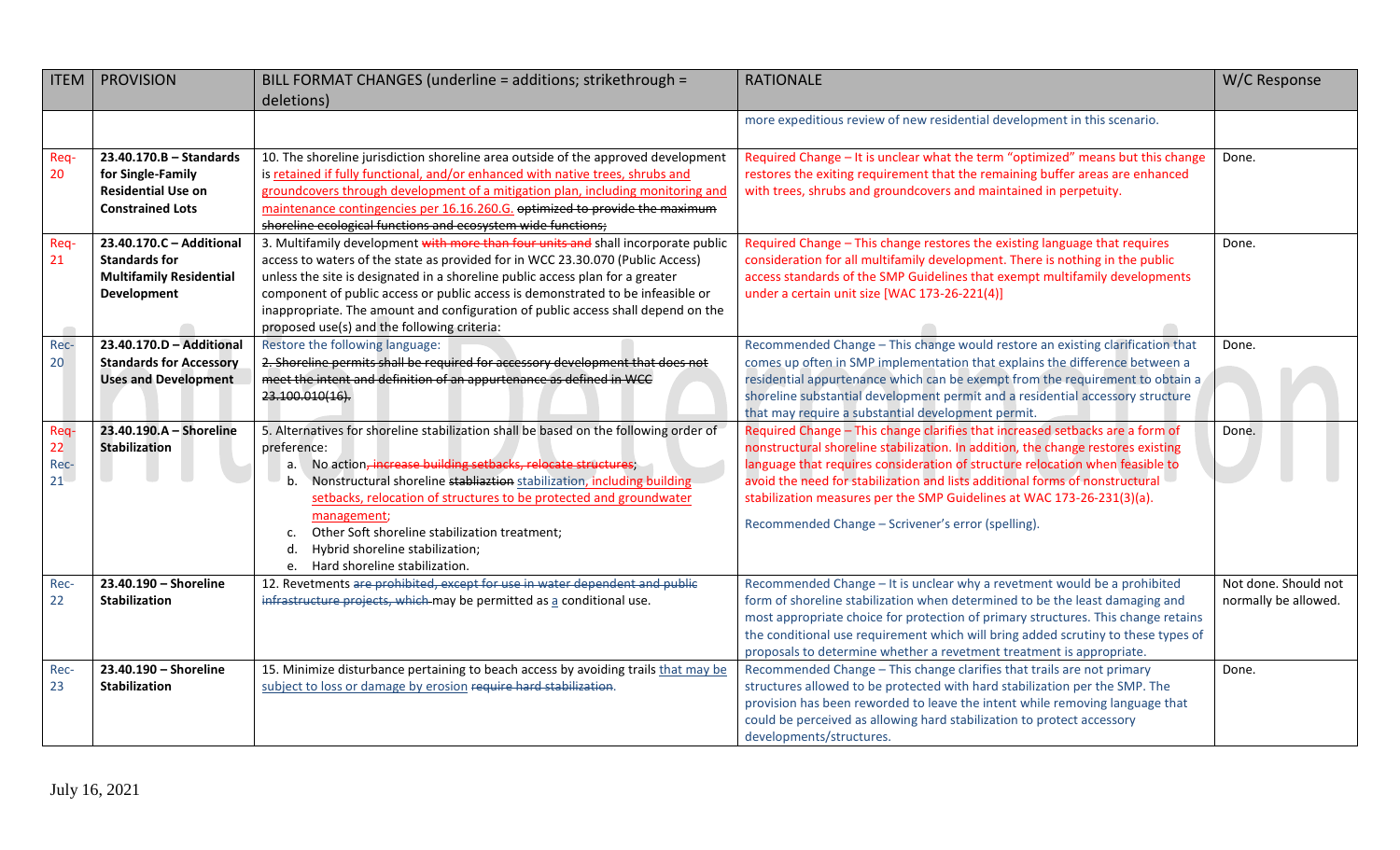| ITEM | PROVISION | BILL FORMAT CHANGES (underline = additions; strikethrough = deletions) | RATIONALE | W/C Response |
|---|---|---|---|---|
| | | | more expeditious review of new residential development in this scenario. | |
| Req-20 | **23.40.170.B – Standards for Single-Family Residential Use on Constrained Lots** | 10. The shoreline jurisdiction shoreline area outside of the approved development is <u>retained if fully functional, and/or enhanced with native trees, shrubs and groundcovers through development of a mitigation plan, including monitoring and maintenance contingencies per 16.16.260.G.</u> ~~optimized to provide the maximum shoreline ecological functions and ecosystem wide functions;~~ | Required Change – It is unclear what the term "optimized" means but this change restores the exiting requirement that the remaining buffer areas are enhanced with trees, shrubs and groundcovers and maintained in perpetuity. | Done. |
| Req-21 | **23.40.170.C – Additional Standards for Multifamily Residential Development** | 3. Multifamily development ~~with more than four units and~~ shall incorporate public access to waters of the state as provided for in WCC 23.30.070 (Public Access) unless the site is designated in a shoreline public access plan for a greater component of public access or public access is demonstrated to be infeasible or inappropriate. The amount and configuration of public access shall depend on the proposed use(s) and the following criteria: | Required Change – This change restores the existing language that requires consideration for all multifamily development. There is nothing in the public access standards of the SMP Guidelines that exempt multifamily developments under a certain unit size [WAC 173-26-221(4)] | Done. |
| Rec-20 | **23.40.170.D – Additional Standards for Accessory Uses and Development** | Restore the following language:<br>~~2. Shoreline permits shall be required for accessory development that does not meet the intent and definition of an appurtenance as defined in WCC 23.100.010(16).~~ | Recommended Change – This change would restore an existing clarification that comes up often in SMP implementation that explains the difference between a residential appurtenance which can be exempt from the requirement to obtain a shoreline substantial development permit and a residential accessory structure that may require a substantial development permit. | Done. |
| Req-22<br>Rec-21 | **23.40.190.A – Shoreline Stabilization** | 5. Alternatives for shoreline stabilization shall be based on the following order of preference:<br>a. No action~~, increase building setbacks, relocate structures~~;<br>b. Nonstructural shoreline ~~stabliaztion~~ <u>stabilization, including building setbacks, relocation of structures to be protected and groundwater management</u>;<br>c. Other Soft shoreline stabilization treatment;<br>d. Hybrid shoreline stabilization;<br>e. Hard shoreline stabilization. | Required Change – This change clarifies that increased setbacks are a form of nonstructural shoreline stabilization. In addition, the change restores existing language that requires consideration of structure relocation when feasible to avoid the need for stabilization and lists additional forms of nonstructural stabilization measures per the SMP Guidelines at WAC 173-26-231(3)(a).<br><br>Recommended Change – Scrivener's error (spelling). | Done. |
| Rec-22 | **23.40.190 – Shoreline Stabilization** | 12. Revetments ~~are prohibited, except for use in water dependent and public infrastructure projects, which~~ may be permitted as <u>a</u> conditional use. | Recommended Change – It is unclear why a revetment would be a prohibited form of shoreline stabilization when determined to be the least damaging and most appropriate choice for protection of primary structures. This change retains the conditional use requirement which will bring added scrutiny to these types of proposals to determine whether a revetment treatment is appropriate. | Not done. Should not normally be allowed. |
| Rec-23 | **23.40.190 – Shoreline Stabilization** | 15. Minimize disturbance pertaining to beach access by avoiding trails <u>that may be subject to loss or damage by erosion</u> ~~require hard stabilization~~. | Recommended Change – This change clarifies that trails are not primary structures allowed to be protected with hard stabilization per the SMP. The provision has been reworded to leave the intent while removing language that could be perceived as allowing hard stabilization to protect accessory developments/structures. | Done. |

July 16, 2021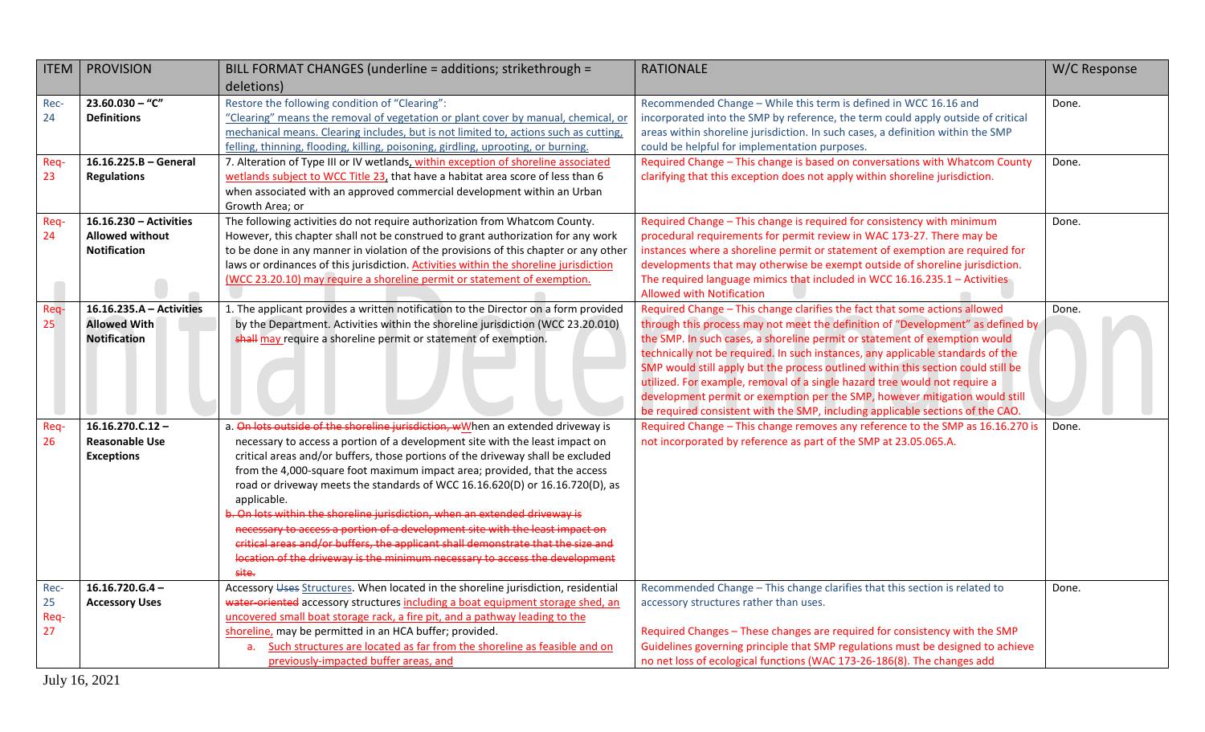| ITEM | PROVISION | BILL FORMAT CHANGES (underline = additions; strikethrough = deletions) | RATIONALE | W/C Response |
|---|---|---|---|---|
| Rec-24 | **23.60.030 – "C" Definitions** | Restore the following condition of "Clearing": <u>"Clearing" means the removal of vegetation or plant cover by manual, chemical, or mechanical means. Clearing includes, but is not limited to, actions such as cutting, felling, thinning, flooding, killing, poisoning, girdling, uprooting, or burning.</u> | Recommended Change – While this term is defined in WCC 16.16 and incorporated into the SMP by reference, the term could apply outside of critical areas within shoreline jurisdiction. In such cases, a definition within the SMP could be helpful for implementation purposes. | Done. |
| Req-23 | **16.16.225.B – General Regulations** | 7. Alteration of Type III or IV wetlands<u>, within exception of shoreline associated wetlands subject to WCC Title 23,</u> that have a habitat area score of less than 6 when associated with an approved commercial development within an Urban Growth Area; or | Required Change – This change is based on conversations with Whatcom County clarifying that this exception does not apply within shoreline jurisdiction. | Done. |
| Req-24 | **16.16.230 – Activities Allowed without Notification** | The following activities do not require authorization from Whatcom County. However, this chapter shall not be construed to grant authorization for any work to be done in any manner in violation of the provisions of this chapter or any other laws or ordinances of this jurisdiction. <u>Activities within the shoreline jurisdiction (WCC 23.20.10) may require a shoreline permit or statement of exemption.</u> | Required Change – This change is required for consistency with minimum procedural requirements for permit review in WAC 173-27. There may be instances where a shoreline permit or statement of exemption are required for developments that may otherwise be exempt outside of shoreline jurisdiction. The required language mimics that included in WCC 16.16.235.1 – Activities Allowed with Notification | Done. |
| Req-25 | **16.16.235.A – Activities Allowed With Notification** | 1. The applicant provides a written notification to the Director on a form provided by the Department. Activities within the shoreline jurisdiction (WCC 23.20.010) ~~shall~~ <u>may</u> require a shoreline permit or statement of exemption. | Required Change – This change clarifies the fact that some actions allowed through this process may not meet the definition of "Development" as defined by the SMP. In such cases, a shoreline permit or statement of exemption would technically not be required. In such instances, any applicable standards of the SMP would still apply but the process outlined within this section could still be utilized. For example, removal of a single hazard tree would not require a development permit or exemption per the SMP, however mitigation would still be required consistent with the SMP, including applicable sections of the CAO. | Done. |
| Req-26 | **16.16.270.C.12 – Reasonable Use Exceptions** | a. ~~On lots outside of the shoreline jurisdiction, w~~<u>W</u>hen an extended driveway is necessary to access a portion of a development site with the least impact on critical areas and/or buffers, those portions of the driveway shall be excluded from the 4,000-square foot maximum impact area; provided, that the access road or driveway meets the standards of WCC 16.16.620(D) or 16.16.720(D), as applicable. ~~b. On lots within the shoreline jurisdiction, when an extended driveway is necessary to access a portion of a development site with the least impact on critical areas and/or buffers, the applicant shall demonstrate that the size and location of the driveway is the minimum necessary to access the development site.~~ | Required Change – This change removes any reference to the SMP as 16.16.270 is not incorporated by reference as part of the SMP at 23.05.065.A. | Done. |
| Rec-25 Req-27 | **16.16.720.G.4 – Accessory Uses** | Accessory ~~Uses~~ <u>Structures</u>. When located in the shoreline jurisdiction, residential ~~water-oriented~~ accessory structures <u>including a boat equipment storage shed, an uncovered small boat storage rack, a fire pit, and a pathway leading to the shoreline,</u> may be permitted in an HCA buffer; provided: a. <u>Such structures are located as far from the shoreline as feasible and on previously-impacted buffer areas, and</u> | Recommended Change – This change clarifies that this section is related to accessory structures rather than uses. Required Changes – These changes are required for consistency with the SMP Guidelines governing principle that SMP regulations must be designed to achieve no net loss of ecological functions (WAC 173-26-186(8). The changes add | Done. |

July 16, 2021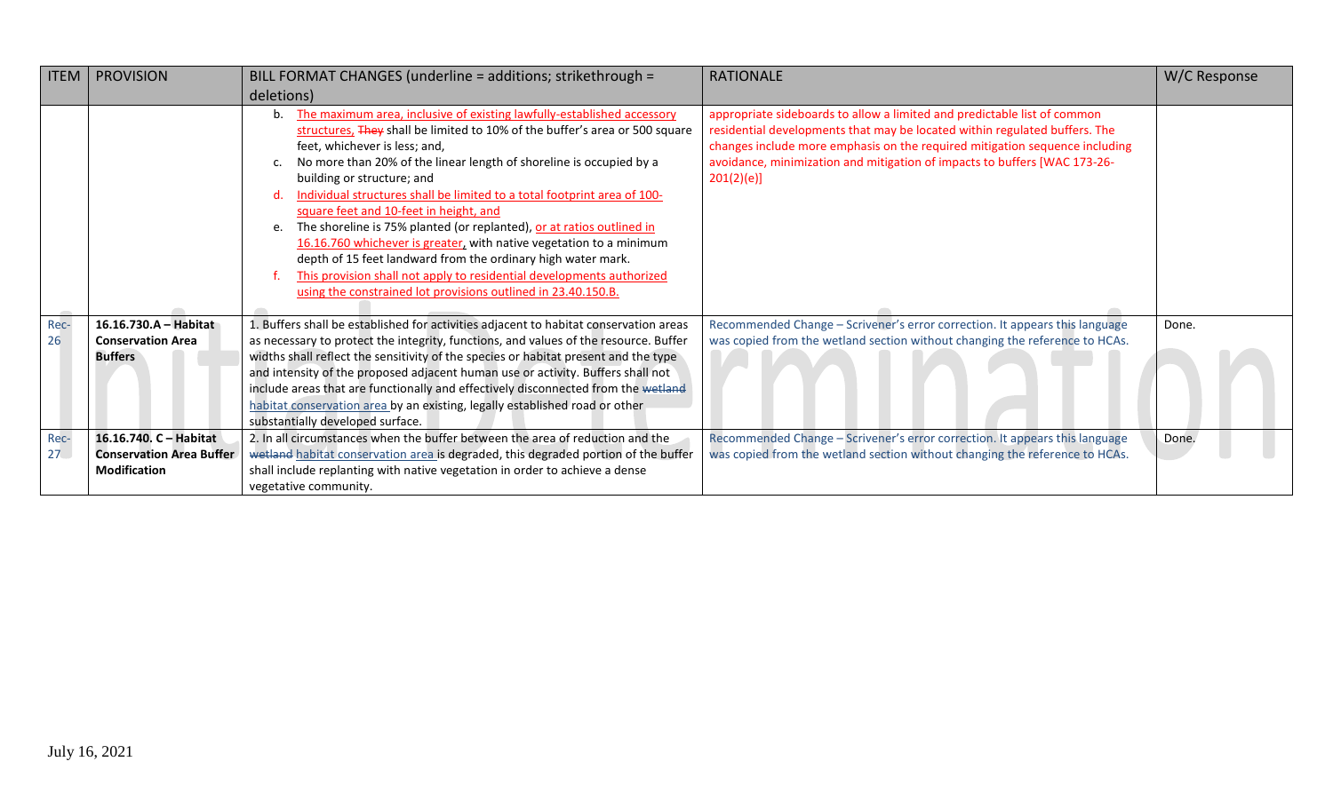| ITEM | PROVISION | BILL FORMAT CHANGES (underline = additions; strikethrough = deletions) | RATIONALE | W/C Response |
|---|---|---|---|---|
| | | b. <u>The maximum area, inclusive of existing lawfully-established accessory structures,</u> ~~They~~ shall be limited to 10% of the buffer's area or 500 square feet, whichever is less; and,<br>c. No more than 20% of the linear length of shoreline is occupied by a building or structure; and<br>d. <u>Individual structures shall be limited to a total footprint area of 100-square feet and 10-feet in height, and</u><br>e. The shoreline is 75% planted (or replanted), <u>or at ratios outlined in 16.16.760 whichever is greater,</u> with native vegetation to a minimum depth of 15 feet landward from the ordinary high water mark.<br>f. <u>This provision shall not apply to residential developments authorized using the constrained lot provisions outlined in 23.40.150.B.</u> | appropriate sideboards to allow a limited and predictable list of common residential developments that may be located within regulated buffers. The changes include more emphasis on the required mitigation sequence including avoidance, minimization and mitigation of impacts to buffers [WAC 173-26-201(2)(e)] | |
| Rec-26 | **16.16.730.A – Habitat Conservation Area Buffers** | 1. Buffers shall be established for activities adjacent to habitat conservation areas as necessary to protect the integrity, functions, and values of the resource. Buffer widths shall reflect the sensitivity of the species or habitat present and the type and intensity of the proposed adjacent human use or activity. Buffers shall not include areas that are functionally and effectively disconnected from the ~~wetland~~ <u>habitat conservation area</u> by an existing, legally established road or other substantially developed surface. | Recommended Change – Scrivener's error correction. It appears this language was copied from the wetland section without changing the reference to HCAs. | Done. |
| Rec-27 | **16.16.740. C – Habitat Conservation Area Buffer Modification** | 2. In all circumstances when the buffer between the area of reduction and the ~~wetland~~ <u>habitat conservation area</u> is degraded, this degraded portion of the buffer shall include replanting with native vegetation in order to achieve a dense vegetative community. | Recommended Change – Scrivener's error correction. It appears this language was copied from the wetland section without changing the reference to HCAs. | Done. |

July 16, 2021